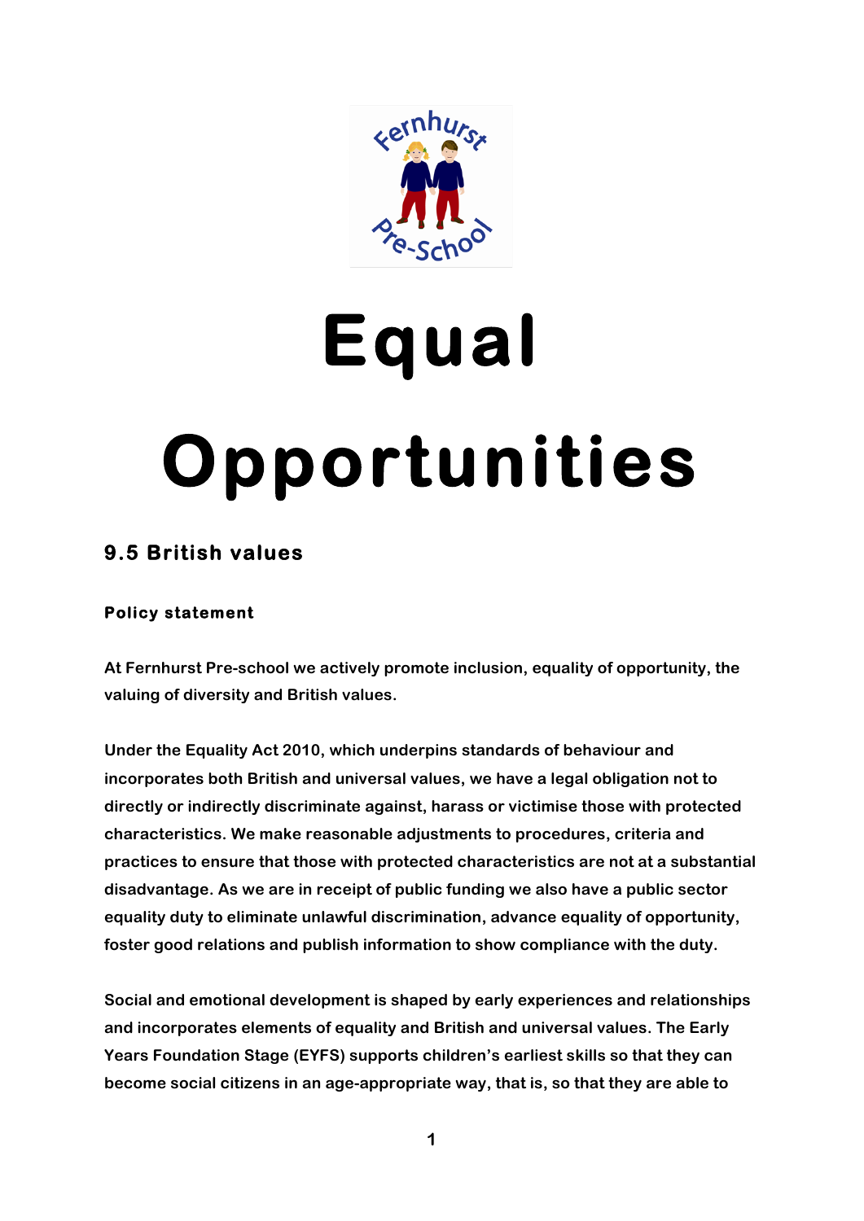# Equal Opportunities

## 9.5 British values

### Policy statement

**At Fernhurst Pre-school we actively promote inclusion, equality of opportunity, the valuing of diversity and British values.**

**Under the Equality Act 2010, which underpins standards of behaviour and incorporates both British and universal values, we have a legal obligation not to directly or indirectly discriminate against, harass or victimise those with protected characteristics. We make reasonable adjustments to procedures, criteria and practices to ensure that those with protected characteristics are not at a substantial disadvantage. As we are in receipt of public funding we also have a public sector equality duty to eliminate unlawful discrimination, advance equality of opportunity, foster good relations and publish information to show compliance with the duty.**

**Social and emotional development is shaped by early experiences and relationships and incorporates elements of equality and British and universal values. The Early Years Foundation Stage (EYFS) supports children's earliest skills so that they can become social citizens in an age-appropriate way, that is, so that they are able to**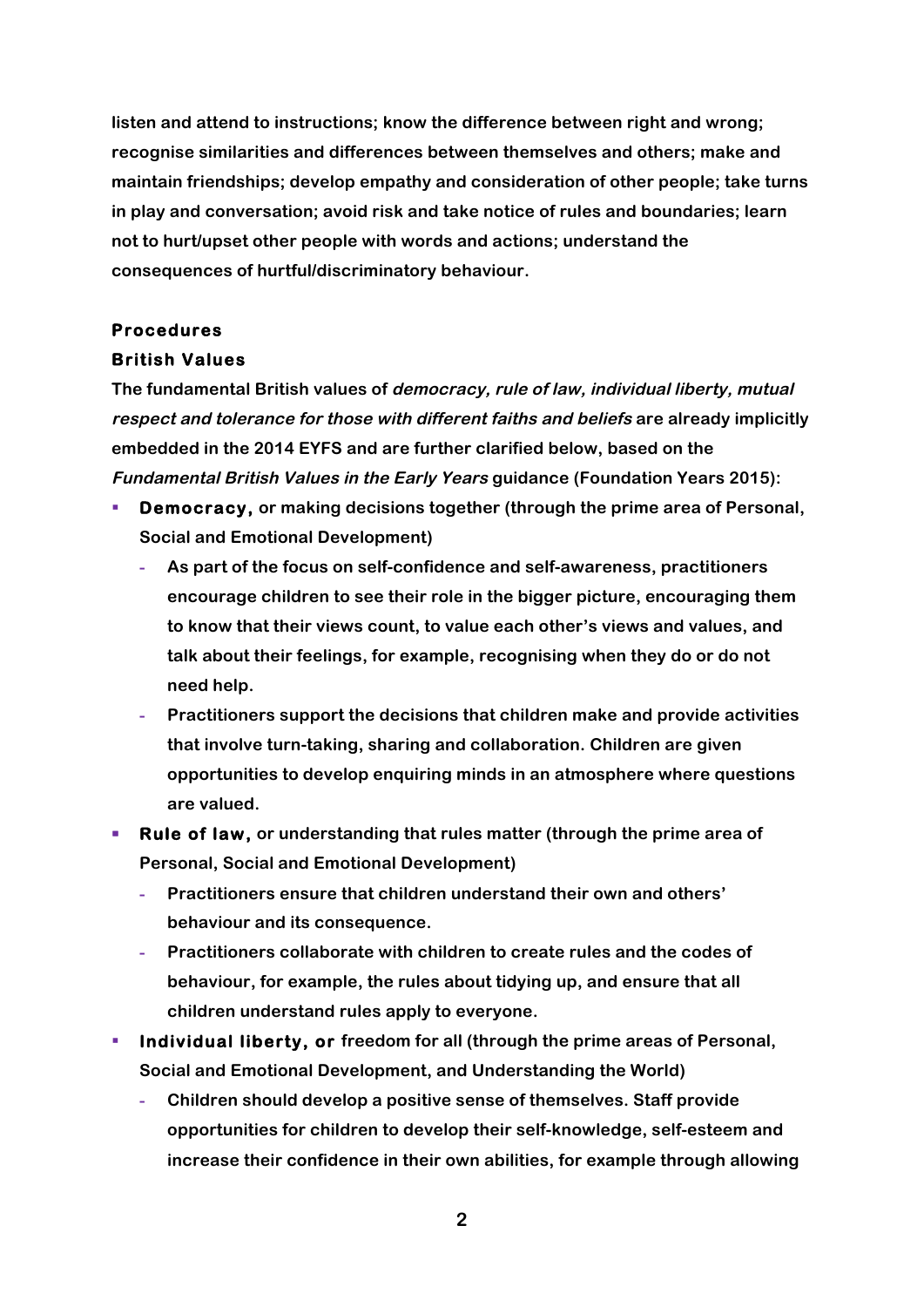**listen and attend to instructions; know the difference between right and wrong; recognise similarities and differences between themselves and others; make and maintain friendships; develop empathy and consideration of other people; take turns in play and conversation; avoid risk and take notice of rules and boundaries; learn not to hurt/upset other people with words and actions; understand the consequences of hurtful/discriminatory behaviour.**

## Procedures

### British Values

**The fundamental British values of *democracy, rule of law, individual liberty, mutual respect and tolerance for those with different faiths and beliefs* are already implicitly embedded in the 2014 EYFS and are further clarified below, based on the *Fundamental British Values in the Early Years* guidance (Foundation Years 2015):**

- **Democracy, or making decisions together (through the prime area of Personal, Social and Emotional Development)**
  - **As part of the focus on self-confidence and self-awareness, practitioners encourage children to see their role in the bigger picture, encouraging them to know that their views count, to value each other's views and values, and talk about their feelings, for example, recognising when they do or do not need help.**
  - **Practitioners support the decisions that children make and provide activities that involve turn-taking, sharing and collaboration. Children are given opportunities to develop enquiring minds in an atmosphere where questions are valued.**
- **Rule of law, or understanding that rules matter (through the prime area of Personal, Social and Emotional Development)**
  - **Practitioners ensure that children understand their own and others' behaviour and its consequence.**
  - **Practitioners collaborate with children to create rules and the codes of behaviour, for example, the rules about tidying up, and ensure that all children understand rules apply to everyone.**
- **Individual liberty, or freedom for all (through the prime areas of Personal, Social and Emotional Development, and Understanding the World)**
  - **Children should develop a positive sense of themselves. Staff provide opportunities for children to develop their self-knowledge, self-esteem and increase their confidence in their own abilities, for example through allowing**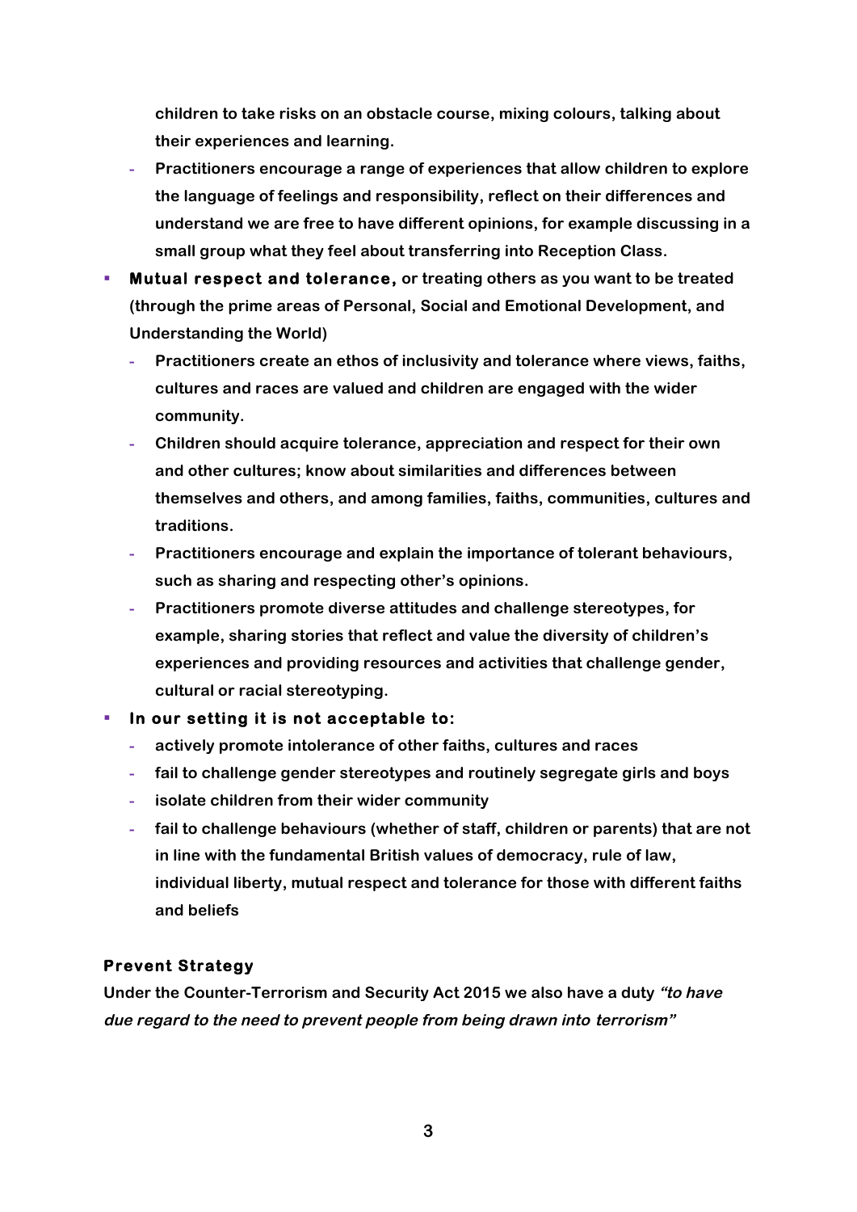children to take risks on an obstacle course, mixing colours, talking about their experiences and learning.

  - Practitioners encourage a range of experiences that allow children to explore the language of feelings and responsibility, reflect on their differences and understand we are free to have different opinions, for example discussing in a small group what they feel about transferring into Reception Class.

- **Mutual respect and tolerance,** or treating others as you want to be treated (through the prime areas of Personal, Social and Emotional Development, and Understanding the World)
  - Practitioners create an ethos of inclusivity and tolerance where views, faiths, cultures and races are valued and children are engaged with the wider community.
  - Children should acquire tolerance, appreciation and respect for their own and other cultures; know about similarities and differences between themselves and others, and among families, faiths, communities, cultures and traditions.
  - Practitioners encourage and explain the importance of tolerant behaviours, such as sharing and respecting other's opinions.
  - Practitioners promote diverse attitudes and challenge stereotypes, for example, sharing stories that reflect and value the diversity of children's experiences and providing resources and activities that challenge gender, cultural or racial stereotyping.
- **In our setting it is not acceptable to:**
  - actively promote intolerance of other faiths, cultures and races
  - fail to challenge gender stereotypes and routinely segregate girls and boys
  - isolate children from their wider community
  - fail to challenge behaviours (whether of staff, children or parents) that are not in line with the fundamental British values of democracy, rule of law, individual liberty, mutual respect and tolerance for those with different faiths and beliefs

**Prevent Strategy**

Under the Counter-Terrorism and Security Act 2015 we also have a duty ***"to have due regard to the need to prevent people from being drawn into terrorism"***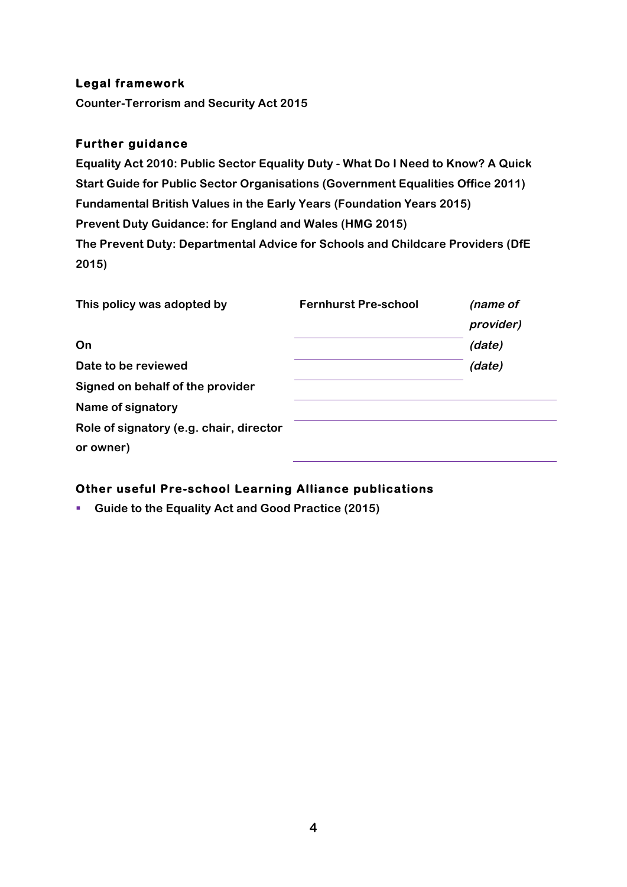### Legal framework

**Counter-Terrorism and Security Act 2015**

### Further guidance

**Equality Act 2010: Public Sector Equality Duty - What Do I Need to Know? A Quick Start Guide for Public Sector Organisations (Government Equalities Office 2011)**
**Fundamental British Values in the Early Years (Foundation Years 2015)**
**Prevent Duty Guidance: for England and Wales (HMG 2015)**
**The Prevent Duty: Departmental Advice for Schools and Childcare Providers (DfE 2015)**

| | | |
|---|---|---|
| **This policy was adopted by** | **Fernhurst Pre-school** | ***(name of provider)*** |
| **On** | | ***(date)*** |
| **Date to be reviewed** | | ***(date)*** |
| **Signed on behalf of the provider** | | |
| **Name of signatory** | | |
| **Role of signatory (e.g. chair, director or owner)** | | |

### Other useful Pre-school Learning Alliance publications

- **Guide to the Equality Act and Good Practice (2015)**